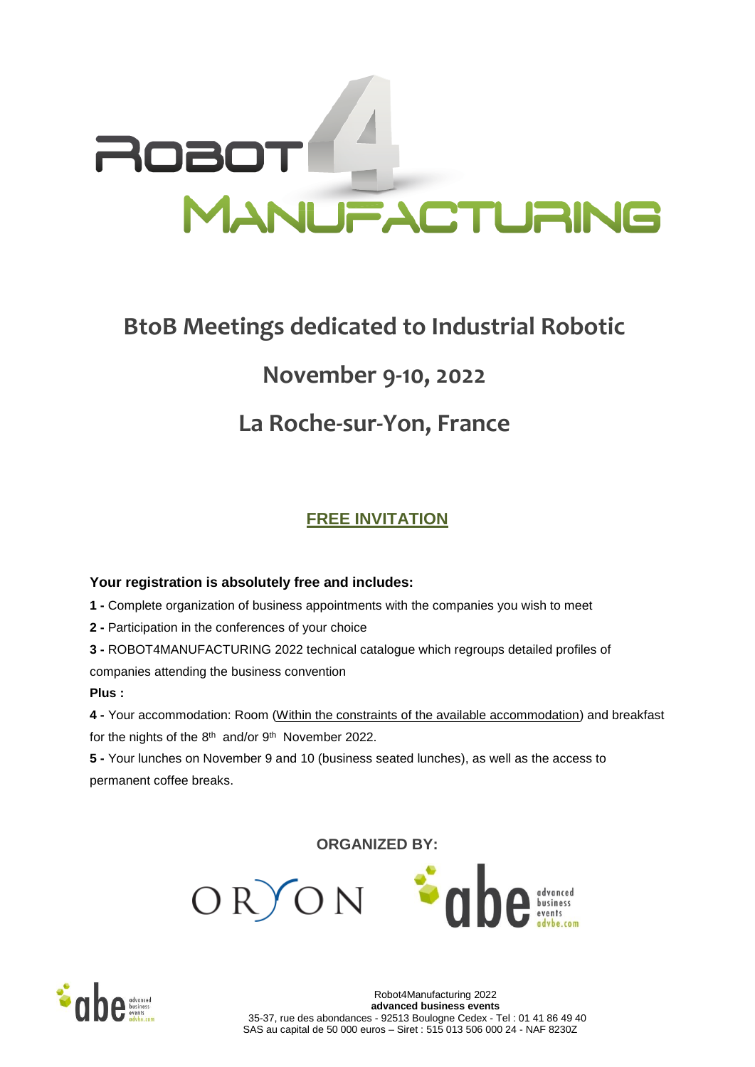# ROBOT 4 MANUFACTURING

## BtoB Meetings dedicated to Industrial Robotic

## November 9-10, 2022

## La Roche-sur-Yon, France

**FREE INVITATION**

**Your registration is absolutely free and includes:**

**1 -** Complete organization of business appointments with the companies you wish to meet

**2 -** Participation in the conferences of your choice

**3 -** ROBOT4MANUFACTURING 2022 technical catalogue which regroups detailed profiles of companies attending the business convention

**Plus :**

**4 -** Your accommodation: Room (Within the constraints of the available accommodation) and breakfast for the nights of the 8th and/or 9th November 2022.

**5 -** Your lunches on November 9 and 10 (business seated lunches), as well as the access to permanent coffee breaks.

**ORGANIZED BY:**

ORYON

abe advanced business events advbe.com

Robot4Manufacturing 2022
**advanced business events**
35-37, rue des abondances - 92513 Boulogne Cedex - Tel : 01 41 86 49 40
SAS au capital de 50 000 euros – Siret : 515 013 506 000 24 - NAF 8230Z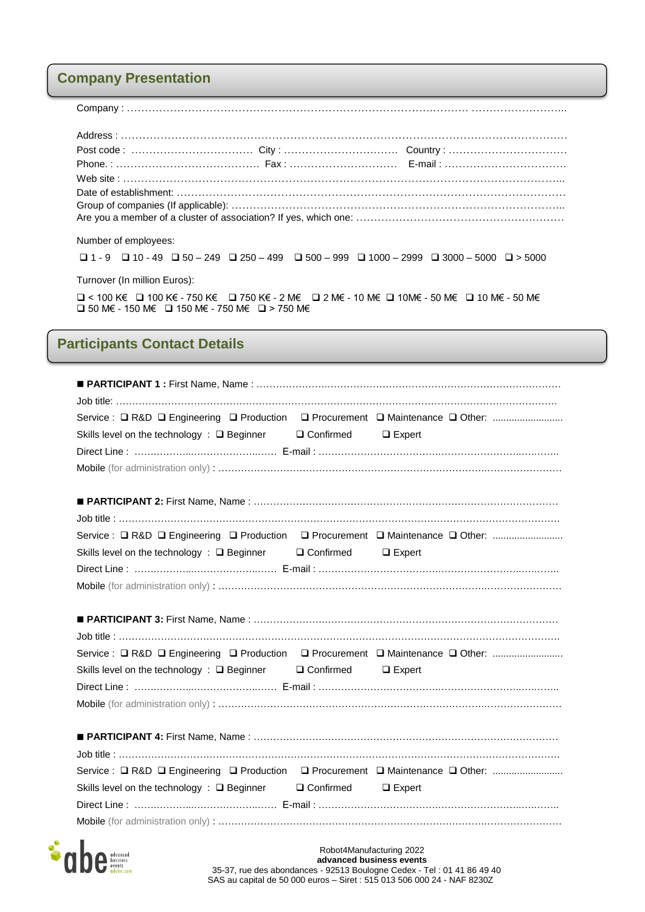## Company Presentation

Company : …………………………………………………………………………………… ……………………...

Address : ………………………………………………………………………………………………………………
Post code : …………………………… City : …………………………… Country : ……………………………
Phone. : …………………………………… Fax : ………………………… E-mail : ……………………………
Web site : …………………………………………………………………………………………………………...
Date of establishment: ……………………………………………………………………………………………
Group of companies (If applicable): ………………………………………………………………………………..
Are you a member of a cluster of association? If yes, which one: …………………………………………………

Number of employees:

❑ 1 - 9 ❑ 10 - 49 ❑ 50 – 249 ❑ 250 – 499 ❑ 500 – 999 ❑ 1000 – 2999 ❑ 3000 – 5000 ❑ > 5000

Turnover (In million Euros):

❑ < 100 K€ ❑ 100 K€ - 750 K€ ❑ 750 K€ - 2 M€ ❑ 2 M€ - 10 M€ ❑ 10M€ - 50 M€ ❑ 10 M€ - 50 M€
❑ 50 M€ - 150 M€ ❑ 150 M€ - 750 M€ ❑ > 750 M€

## Participants Contact Details

■ **PARTICIPANT 1 :** First Name, Name : ……………………………………………………………………………
Job title: ……………………………………………………………………………………………………………
Service : ❑ R&D ❑ Engineering ❑ Production ❑ Procurement ❑ Maintenance ❑ Other: ..........................
Skills level on the technology : ❑ Beginner ❑ Confirmed ❑ Expert
Direct Line : ……………………………………… E-mail : …………………………………………………………
Mobile (for administration only) : …………………………………………………………………………………

■ **PARTICIPANT 2:** First Name, Name : ……………………………………………………………………………
Job title : ……………………………………………………………………………………………………………
Service : ❑ R&D ❑ Engineering ❑ Production ❑ Procurement ❑ Maintenance ❑ Other: ..........................
Skills level on the technology : ❑ Beginner ❑ Confirmed ❑ Expert
Direct Line : ……………………………………… E-mail : …………………………………………………………
Mobile (for administration only) : …………………………………………………………………………………

■ **PARTICIPANT 3:** First Name, Name : ……………………………………………………………………………
Job title : ……………………………………………………………………………………………………………
Service : ❑ R&D ❑ Engineering ❑ Production ❑ Procurement ❑ Maintenance ❑ Other: ..........................
Skills level on the technology : ❑ Beginner ❑ Confirmed ❑ Expert
Direct Line : ……………………………………… E-mail : …………………………………………………………
Mobile (for administration only) : …………………………………………………………………………………

■ **PARTICIPANT 4:** First Name, Name : ……………………………………………………………………………
Job title : ……………………………………………………………………………………………………………
Service : ❑ R&D ❑ Engineering ❑ Production ❑ Procurement ❑ Maintenance ❑ Other: ..........................
Skills level on the technology : ❑ Beginner ❑ Confirmed ❑ Expert
Direct Line : ……………………………………… E-mail : …………………………………………………………
Mobile (for administration only) : …………………………………………………………………………………

Robot4Manufacturing 2022
**advanced business events**
35-37, rue des abondances - 92513 Boulogne Cedex - Tel : 01 41 86 49 40
SAS au capital de 50 000 euros – Siret : 515 013 506 000 24 - NAF 8230Z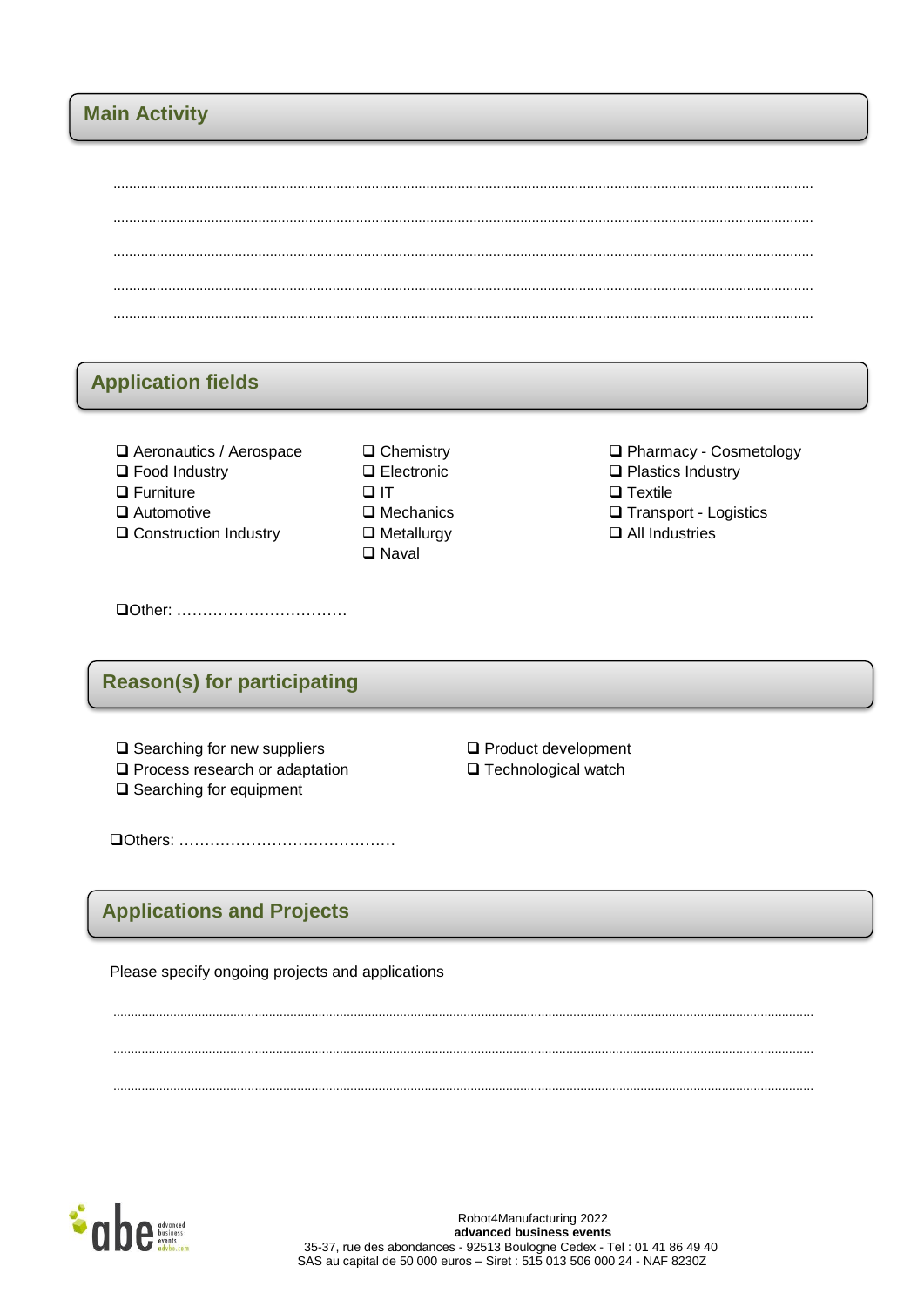## Main Activity

..............................................................................................................................................................................................

..............................................................................................................................................................................................

..............................................................................................................................................................................................

..............................................................................................................................................................................................

..............................................................................................................................................................................................

## Application fields

- ❑ Aeronautics / Aerospace
- ❑ Food Industry
- ❑ Furniture
- ❑ Automotive
- ❑ Construction Industry
- ❑ Chemistry
- ❑ Electronic
- ❑ IT
- ❑ Mechanics
- ❑ Metallurgy
- ❑ Naval
- ❑ Pharmacy - Cosmetology
- ❑ Plastics Industry
- ❑ Textile
- ❑ Transport - Logistics
- ❑ All Industries

❑Other: ……………………………

## Reason(s) for participating

- ❑ Searching for new suppliers
- ❑ Process research or adaptation
- ❑ Searching for equipment
- ❑ Product development
- ❑ Technological watch

❑Others: ……………………………………

## Applications and Projects

Please specify ongoing projects and applications

..............................................................................................................................................................................................

..............................................................................................................................................................................................

..............................................................................................................................................................................................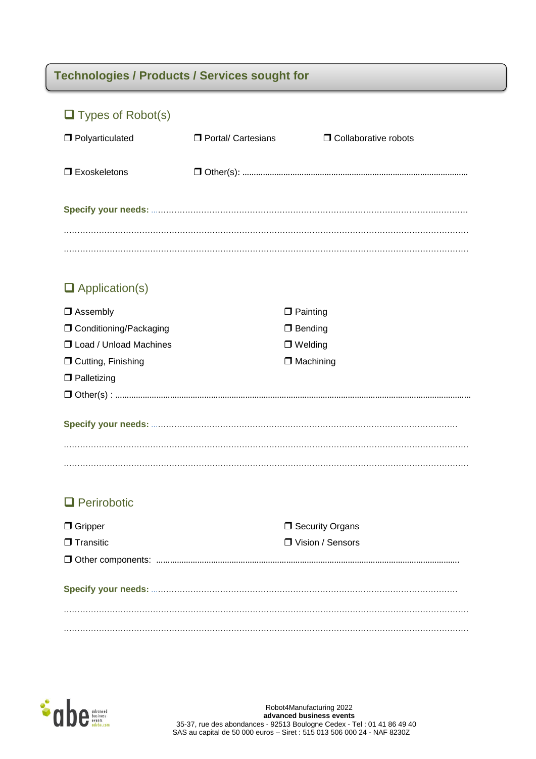## Technologies / Products / Services sought for

### ❑ Types of Robot(s)

❒ Polyarticulated ❒ Portal/ Cartesians ❒ Collaborative robots

❒ Exoskeletons ❒ Other(s): ..........................................................................................................

**Specify your needs:** ..........................................................................................................................

..........................................................................................................................................................

..........................................................................................................................................................

### ❑ Application(s)

❒ Assembly

❒ Conditioning/Packaging

❒ Load / Unload Machines

❒ Cutting, Finishing

❒ Palletizing

❒ Painting

❒ Bending

❒ Welding

❒ Machining

❒ Other(s) : ..........................................................................................................................................

**Specify your needs:** ........................................................................................................................

..........................................................................................................................................................

..........................................................................................................................................................

### ❑ Perirobotic

❒ Gripper

❒ Transitic

❒ Security Organs

❒ Vision / Sensors

❒ Other components: ..........................................................................................................................

**Specify your needs:** ........................................................................................................................

..........................................................................................................................................................

..........................................................................................................................................................

Robot4Manufacturing 2022
**advanced business events**
35-37, rue des abondances - 92513 Boulogne Cedex - Tel : 01 41 86 49 40
SAS au capital de 50 000 euros – Siret : 515 013 506 000 24 - NAF 8230Z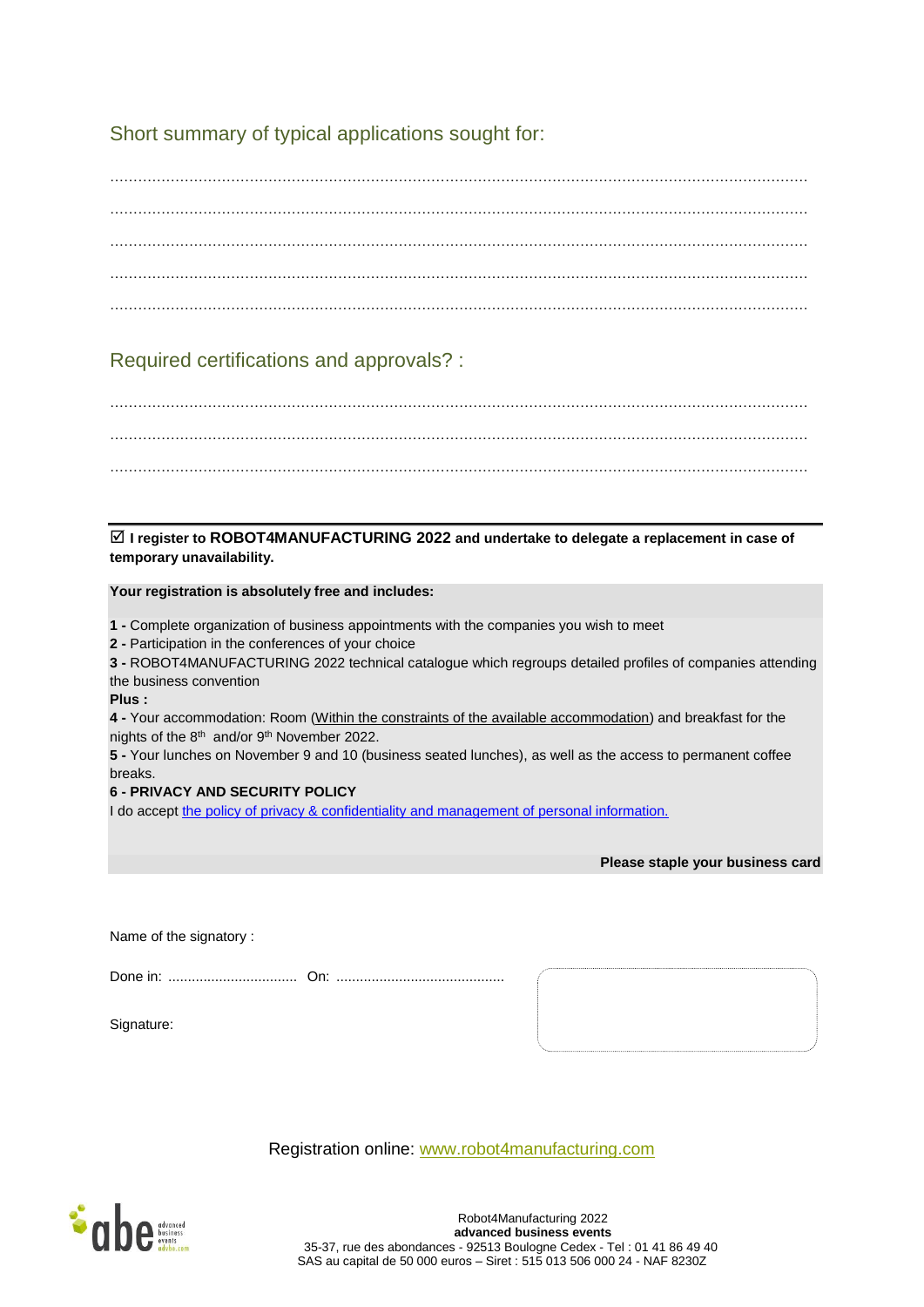## Short summary of typical applications sought for:

.....................................................................................................................................................

.....................................................................................................................................................

.....................................................................................................................................................

.....................................................................................................................................................

.....................................................................................................................................................

## Required certifications and approvals? :

.....................................................................................................................................................

.....................................................................................................................................................

.....................................................................................................................................................

☑ **I register to ROBOT4MANUFACTURING 2022 and undertake to delegate a replacement in case of temporary unavailability.**

**Your registration is absolutely free and includes:**

**1 -** Complete organization of business appointments with the companies you wish to meet
**2 -** Participation in the conferences of your choice
**3 -** ROBOT4MANUFACTURING 2022 technical catalogue which regroups detailed profiles of companies attending the business convention
**Plus :**
**4 -** Your accommodation: Room (Within the constraints of the available accommodation) and breakfast for the nights of the 8th and/or 9th November 2022.
**5 -** Your lunches on November 9 and 10 (business seated lunches), as well as the access to permanent coffee breaks.
**6 - PRIVACY AND SECURITY POLICY**
I do accept the policy of privacy & confidentiality and management of personal information.

**Please staple your business card**

Name of the signatory :

Done in: ................................ On: ..........................................

Signature:

Registration online: www.robot4manufacturing.com

Robot4Manufacturing 2022
**advanced business events**
35-37, rue des abondances - 92513 Boulogne Cedex - Tel : 01 41 86 49 40
SAS au capital de 50 000 euros – Siret : 515 013 506 000 24 - NAF 8230Z